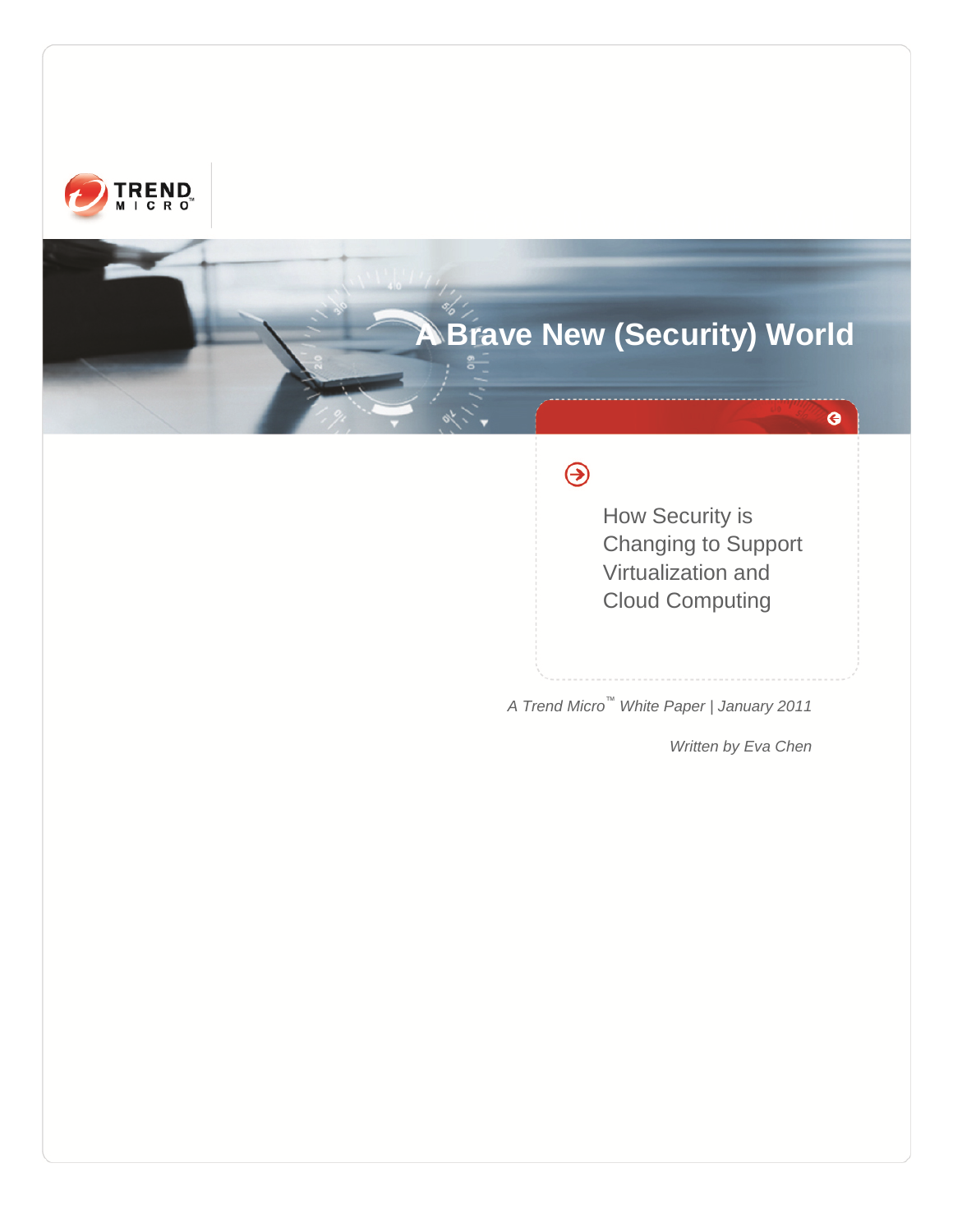# A Brave New (Security) World

## How Security is Changing to Support Virtualization and Cloud Computing

*A Trend Micro™ White Paper | January 2011*

*Written by Eva Chen*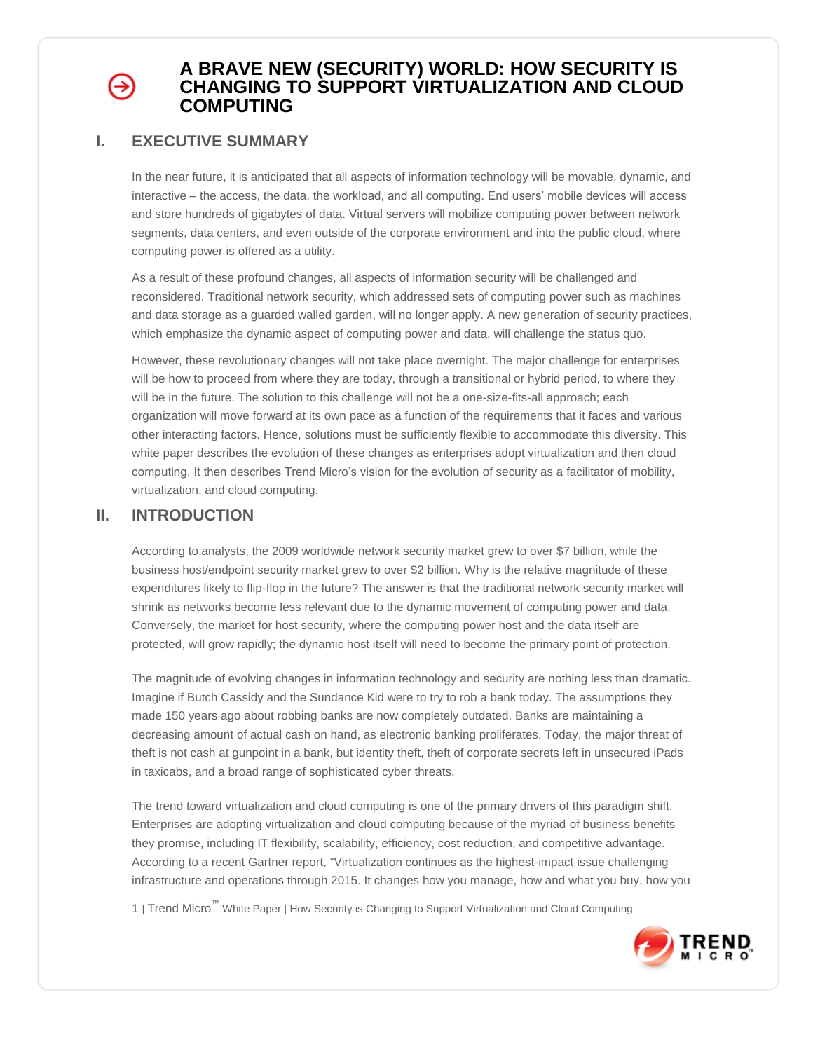# A BRAVE NEW (SECURITY) WORLD: HOW SECURITY IS CHANGING TO SUPPORT VIRTUALIZATION AND CLOUD COMPUTING

## I. EXECUTIVE SUMMARY

In the near future, it is anticipated that all aspects of information technology will be movable, dynamic, and interactive – the access, the data, the workload, and all computing. End users' mobile devices will access and store hundreds of gigabytes of data. Virtual servers will mobilize computing power between network segments, data centers, and even outside of the corporate environment and into the public cloud, where computing power is offered as a utility.

As a result of these profound changes, all aspects of information security will be challenged and reconsidered. Traditional network security, which addressed sets of computing power such as machines and data storage as a guarded walled garden, will no longer apply. A new generation of security practices, which emphasize the dynamic aspect of computing power and data, will challenge the status quo.

However, these revolutionary changes will not take place overnight. The major challenge for enterprises will be how to proceed from where they are today, through a transitional or hybrid period, to where they will be in the future. The solution to this challenge will not be a one-size-fits-all approach; each organization will move forward at its own pace as a function of the requirements that it faces and various other interacting factors. Hence, solutions must be sufficiently flexible to accommodate this diversity. This white paper describes the evolution of these changes as enterprises adopt virtualization and then cloud computing. It then describes Trend Micro's vision for the evolution of security as a facilitator of mobility, virtualization, and cloud computing.

## II. INTRODUCTION

According to analysts, the 2009 worldwide network security market grew to over $7 billion, while the business host/endpoint security market grew to over $2 billion. Why is the relative magnitude of these expenditures likely to flip-flop in the future? The answer is that the traditional network security market will shrink as networks become less relevant due to the dynamic movement of computing power and data. Conversely, the market for host security, where the computing power host and the data itself are protected, will grow rapidly; the dynamic host itself will need to become the primary point of protection.

The magnitude of evolving changes in information technology and security are nothing less than dramatic. Imagine if Butch Cassidy and the Sundance Kid were to try to rob a bank today. The assumptions they made 150 years ago about robbing banks are now completely outdated. Banks are maintaining a decreasing amount of actual cash on hand, as electronic banking proliferates. Today, the major threat of theft is not cash at gunpoint in a bank, but identity theft, theft of corporate secrets left in unsecured iPads in taxicabs, and a broad range of sophisticated cyber threats.

The trend toward virtualization and cloud computing is one of the primary drivers of this paradigm shift. Enterprises are adopting virtualization and cloud computing because of the myriad of business benefits they promise, including IT flexibility, scalability, efficiency, cost reduction, and competitive advantage. According to a recent Gartner report, "Virtualization continues as the highest-impact issue challenging infrastructure and operations through 2015. It changes how you manage, how and what you buy, how you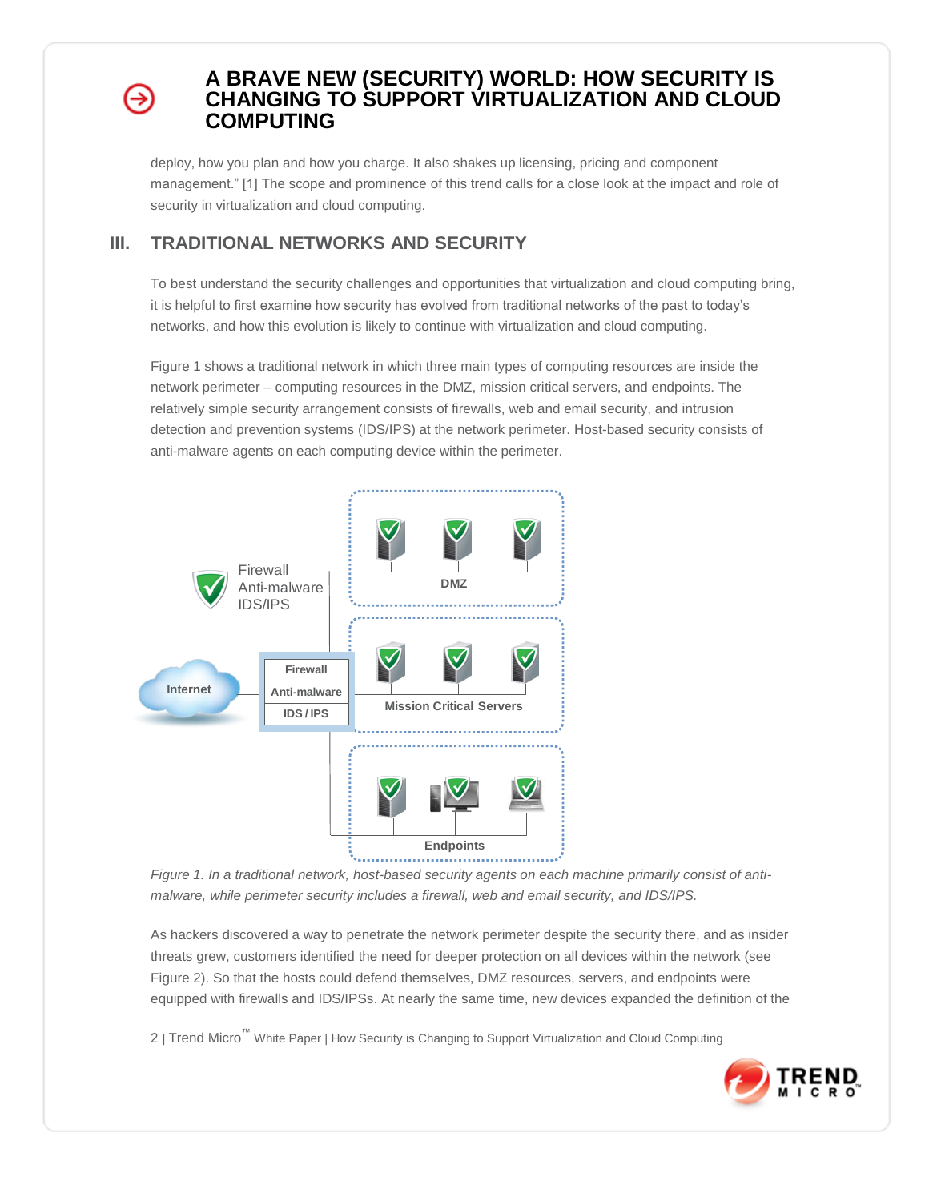deploy, how you plan and how you charge. It also shakes up licensing, pricing and component management." [1] The scope and prominence of this trend calls for a close look at the impact and role of security in virtualization and cloud computing.

## III. TRADITIONAL NETWORKS AND SECURITY

To best understand the security challenges and opportunities that virtualization and cloud computing bring, it is helpful to first examine how security has evolved from traditional networks of the past to today's networks, and how this evolution is likely to continue with virtualization and cloud computing.

Figure 1 shows a traditional network in which three main types of computing resources are inside the network perimeter – computing resources in the DMZ, mission critical servers, and endpoints. The relatively simple security arrangement consists of firewalls, web and email security, and intrusion detection and prevention systems (IDS/IPS) at the network perimeter. Host-based security consists of anti-malware agents on each computing device within the perimeter.

*Figure 1. In a traditional network, host-based security agents on each machine primarily consist of anti-malware, while perimeter security includes a firewall, web and email security, and IDS/IPS.*

As hackers discovered a way to penetrate the network perimeter despite the security there, and as insider threats grew, customers identified the need for deeper protection on all devices within the network (see Figure 2). So that the hosts could defend themselves, DMZ resources, servers, and endpoints were equipped with firewalls and IDS/IPSs. At nearly the same time, new devices expanded the definition of the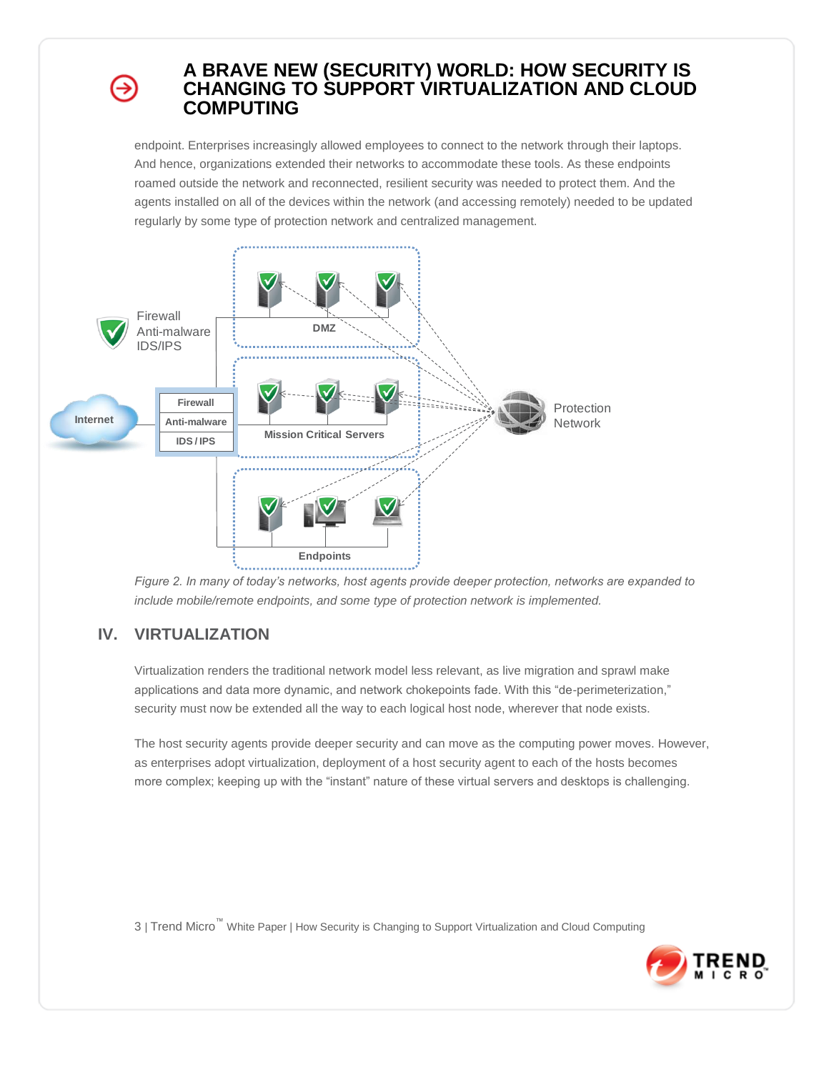endpoint. Enterprises increasingly allowed employees to connect to the network through their laptops. And hence, organizations extended their networks to accommodate these tools. As these endpoints roamed outside the network and reconnected, resilient security was needed to protect them. And the agents installed on all of the devices within the network (and accessing remotely) needed to be updated regularly by some type of protection network and centralized management.

*Figure 2. In many of today's networks, host agents provide deeper protection, networks are expanded to include mobile/remote endpoints, and some type of protection network is implemented.*

## IV. VIRTUALIZATION

Virtualization renders the traditional network model less relevant, as live migration and sprawl make applications and data more dynamic, and network chokepoints fade. With this "de-perimeterization," security must now be extended all the way to each logical host node, wherever that node exists.

The host security agents provide deeper security and can move as the computing power moves. However, as enterprises adopt virtualization, deployment of a host security agent to each of the hosts becomes more complex; keeping up with the "instant" nature of these virtual servers and desktops is challenging.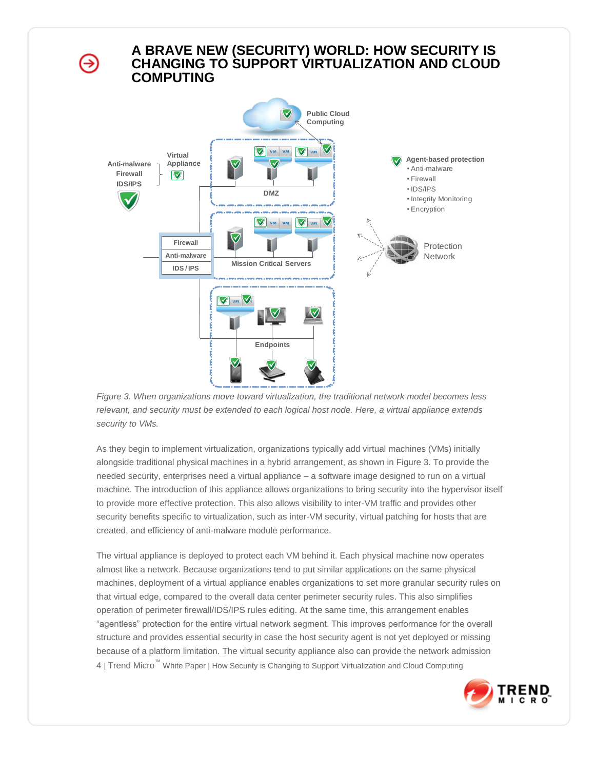# A BRAVE NEW (SECURITY) WORLD: HOW SECURITY IS CHANGING TO SUPPORT VIRTUALIZATION AND CLOUD COMPUTING

*Figure 3. When organizations move toward virtualization, the traditional network model becomes less relevant, and security must be extended to each logical host node. Here, a virtual appliance extends security to VMs.*

As they begin to implement virtualization, organizations typically add virtual machines (VMs) initially alongside traditional physical machines in a hybrid arrangement, as shown in Figure 3. To provide the needed security, enterprises need a virtual appliance – a software image designed to run on a virtual machine. The introduction of this appliance allows organizations to bring security into the hypervisor itself to provide more effective protection. This also allows visibility to inter-VM traffic and provides other security benefits specific to virtualization, such as inter-VM security, virtual patching for hosts that are created, and efficiency of anti-malware module performance.

The virtual appliance is deployed to protect each VM behind it. Each physical machine now operates almost like a network. Because organizations tend to put similar applications on the same physical machines, deployment of a virtual appliance enables organizations to set more granular security rules on that virtual edge, compared to the overall data center perimeter security rules. This also simplifies operation of perimeter firewall/IDS/IPS rules editing. At the same time, this arrangement enables “agentless” protection for the entire virtual network segment. This improves performance for the overall structure and provides essential security in case the host security agent is not yet deployed or missing because of a platform limitation. The virtual security appliance also can provide the network admission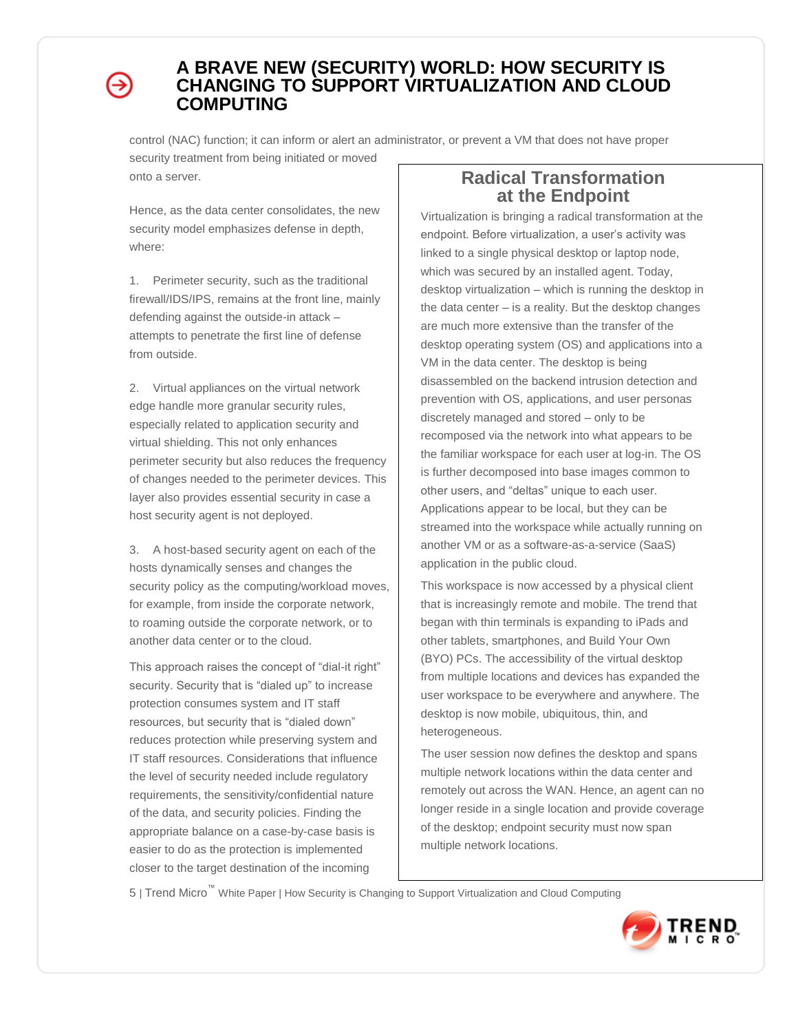control (NAC) function; it can inform or alert an administrator, or prevent a VM that does not have proper security treatment from being initiated or moved onto a server.

Hence, as the data center consolidates, the new security model emphasizes defense in depth, where:

1. Perimeter security, such as the traditional firewall/IDS/IPS, remains at the front line, mainly defending against the outside-in attack – attempts to penetrate the first line of defense from outside.

2. Virtual appliances on the virtual network edge handle more granular security rules, especially related to application security and virtual shielding. This not only enhances perimeter security but also reduces the frequency of changes needed to the perimeter devices. This layer also provides essential security in case a host security agent is not deployed.

3. A host-based security agent on each of the hosts dynamically senses and changes the security policy as the computing/workload moves, for example, from inside the corporate network, to roaming outside the corporate network, or to another data center or to the cloud.

This approach raises the concept of "dial-it right" security. Security that is "dialed up" to increase protection consumes system and IT staff resources, but security that is "dialed down" reduces protection while preserving system and IT staff resources. Considerations that influence the level of security needed include regulatory requirements, the sensitivity/confidential nature of the data, and security policies. Finding the appropriate balance on a case-by-case basis is easier to do as the protection is implemented closer to the target destination of the incoming

## Radical Transformation at the Endpoint

Virtualization is bringing a radical transformation at the endpoint. Before virtualization, a user's activity was linked to a single physical desktop or laptop node, which was secured by an installed agent. Today, desktop virtualization – which is running the desktop in the data center – is a reality. But the desktop changes are much more extensive than the transfer of the desktop operating system (OS) and applications into a VM in the data center. The desktop is being disassembled on the backend intrusion detection and prevention with OS, applications, and user personas discretely managed and stored – only to be recomposed via the network into what appears to be the familiar workspace for each user at log-in. The OS is further decomposed into base images common to other users, and "deltas" unique to each user. Applications appear to be local, but they can be streamed into the workspace while actually running on another VM or as a software-as-a-service (SaaS) application in the public cloud.

This workspace is now accessed by a physical client that is increasingly remote and mobile. The trend that began with thin terminals is expanding to iPads and other tablets, smartphones, and Build Your Own (BYO) PCs. The accessibility of the virtual desktop from multiple locations and devices has expanded the user workspace to be everywhere and anywhere. The desktop is now mobile, ubiquitous, thin, and heterogeneous.

The user session now defines the desktop and spans multiple network locations within the data center and remotely out across the WAN. Hence, an agent can no longer reside in a single location and provide coverage of the desktop; endpoint security must now span multiple network locations.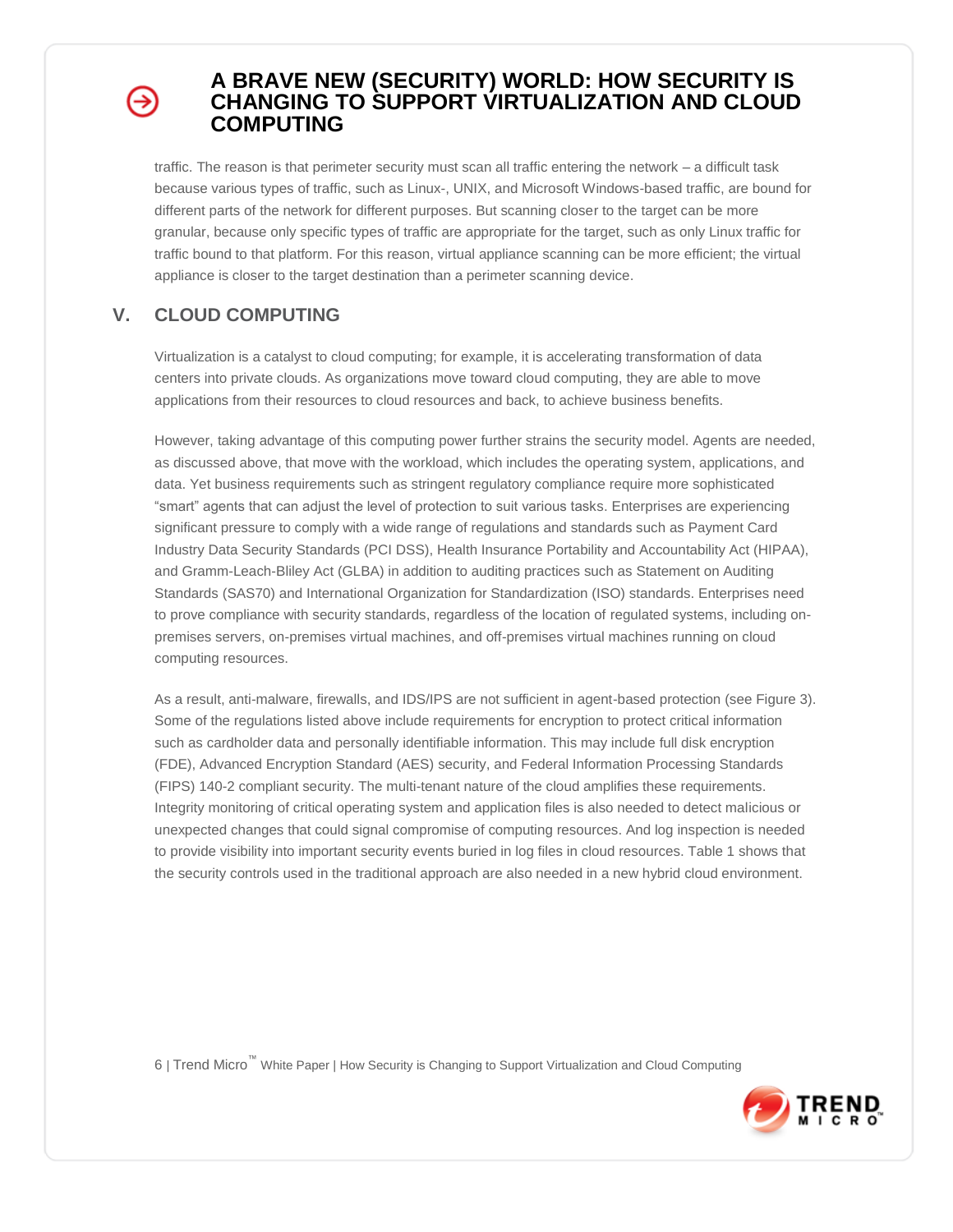traffic. The reason is that perimeter security must scan all traffic entering the network – a difficult task because various types of traffic, such as Linux-, UNIX, and Microsoft Windows-based traffic, are bound for different parts of the network for different purposes. But scanning closer to the target can be more granular, because only specific types of traffic are appropriate for the target, such as only Linux traffic for traffic bound to that platform. For this reason, virtual appliance scanning can be more efficient; the virtual appliance is closer to the target destination than a perimeter scanning device.

## V. CLOUD COMPUTING

Virtualization is a catalyst to cloud computing; for example, it is accelerating transformation of data centers into private clouds. As organizations move toward cloud computing, they are able to move applications from their resources to cloud resources and back, to achieve business benefits.

However, taking advantage of this computing power further strains the security model. Agents are needed, as discussed above, that move with the workload, which includes the operating system, applications, and data. Yet business requirements such as stringent regulatory compliance require more sophisticated "smart" agents that can adjust the level of protection to suit various tasks. Enterprises are experiencing significant pressure to comply with a wide range of regulations and standards such as Payment Card Industry Data Security Standards (PCI DSS), Health Insurance Portability and Accountability Act (HIPAA), and Gramm-Leach-Bliley Act (GLBA) in addition to auditing practices such as Statement on Auditing Standards (SAS70) and International Organization for Standardization (ISO) standards. Enterprises need to prove compliance with security standards, regardless of the location of regulated systems, including on-premises servers, on-premises virtual machines, and off-premises virtual machines running on cloud computing resources.

As a result, anti-malware, firewalls, and IDS/IPS are not sufficient in agent-based protection (see Figure 3). Some of the regulations listed above include requirements for encryption to protect critical information such as cardholder data and personally identifiable information. This may include full disk encryption (FDE), Advanced Encryption Standard (AES) security, and Federal Information Processing Standards (FIPS) 140-2 compliant security. The multi-tenant nature of the cloud amplifies these requirements. Integrity monitoring of critical operating system and application files is also needed to detect malicious or unexpected changes that could signal compromise of computing resources. And log inspection is needed to provide visibility into important security events buried in log files in cloud resources. Table 1 shows that the security controls used in the traditional approach are also needed in a new hybrid cloud environment.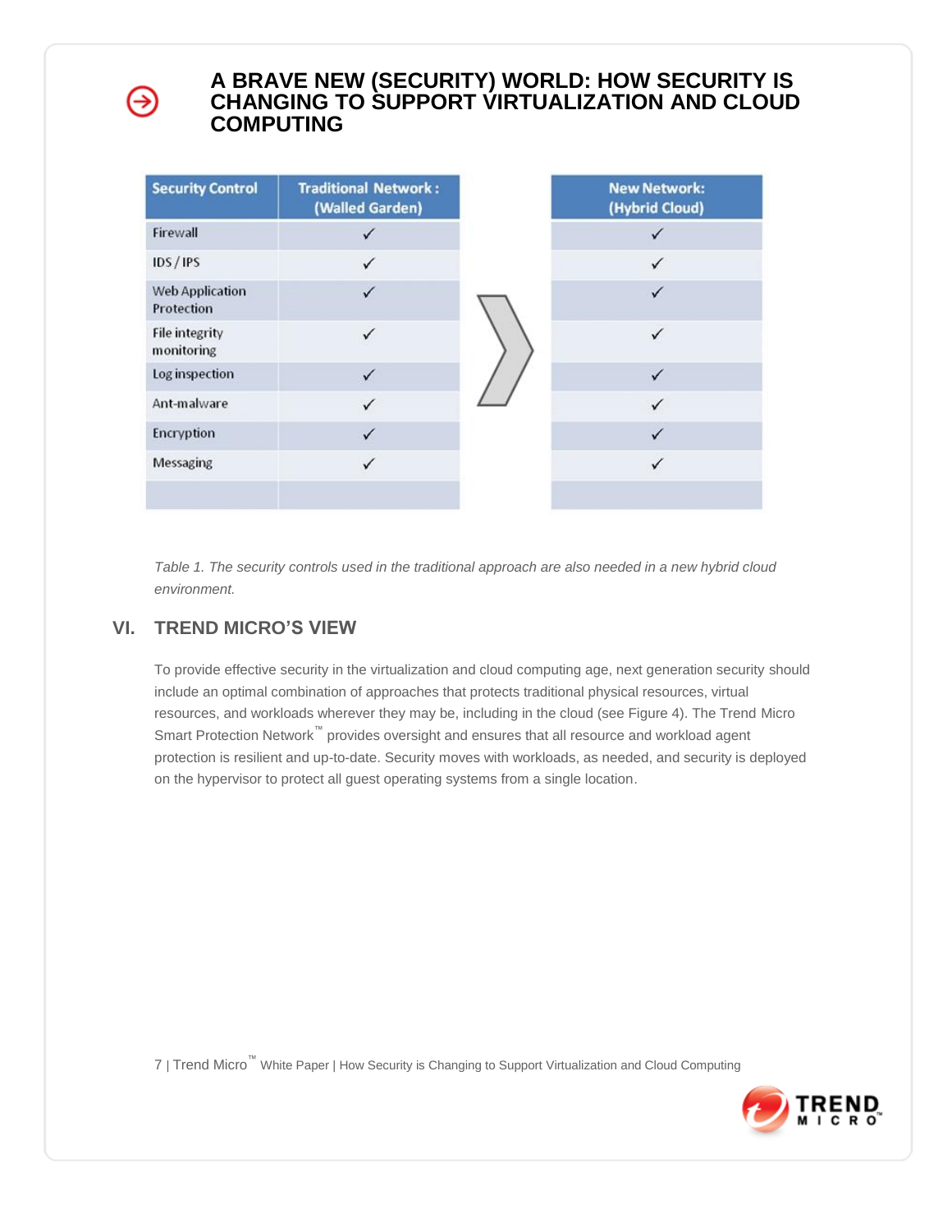| Security Control | Traditional Network : (Walled Garden) | New Network: (Hybrid Cloud) |
|---|---|---|
| Firewall | ✓ | ✓ |
| IDS / IPS | ✓ | ✓ |
| Web Application Protection | ✓ | ✓ |
| File integrity monitoring | ✓ | ✓ |
| Log inspection | ✓ | ✓ |
| Ant-malware | ✓ | ✓ |
| Encryption | ✓ | ✓ |
| Messaging | ✓ | ✓ |
| | | |

*Table 1. The security controls used in the traditional approach are also needed in a new hybrid cloud environment.*

## VI. TREND MICRO'S VIEW

To provide effective security in the virtualization and cloud computing age, next generation security should include an optimal combination of approaches that protects traditional physical resources, virtual resources, and workloads wherever they may be, including in the cloud (see Figure 4). The Trend Micro Smart Protection Network™ provides oversight and ensures that all resource and workload agent protection is resilient and up-to-date. Security moves with workloads, as needed, and security is deployed on the hypervisor to protect all guest operating systems from a single location.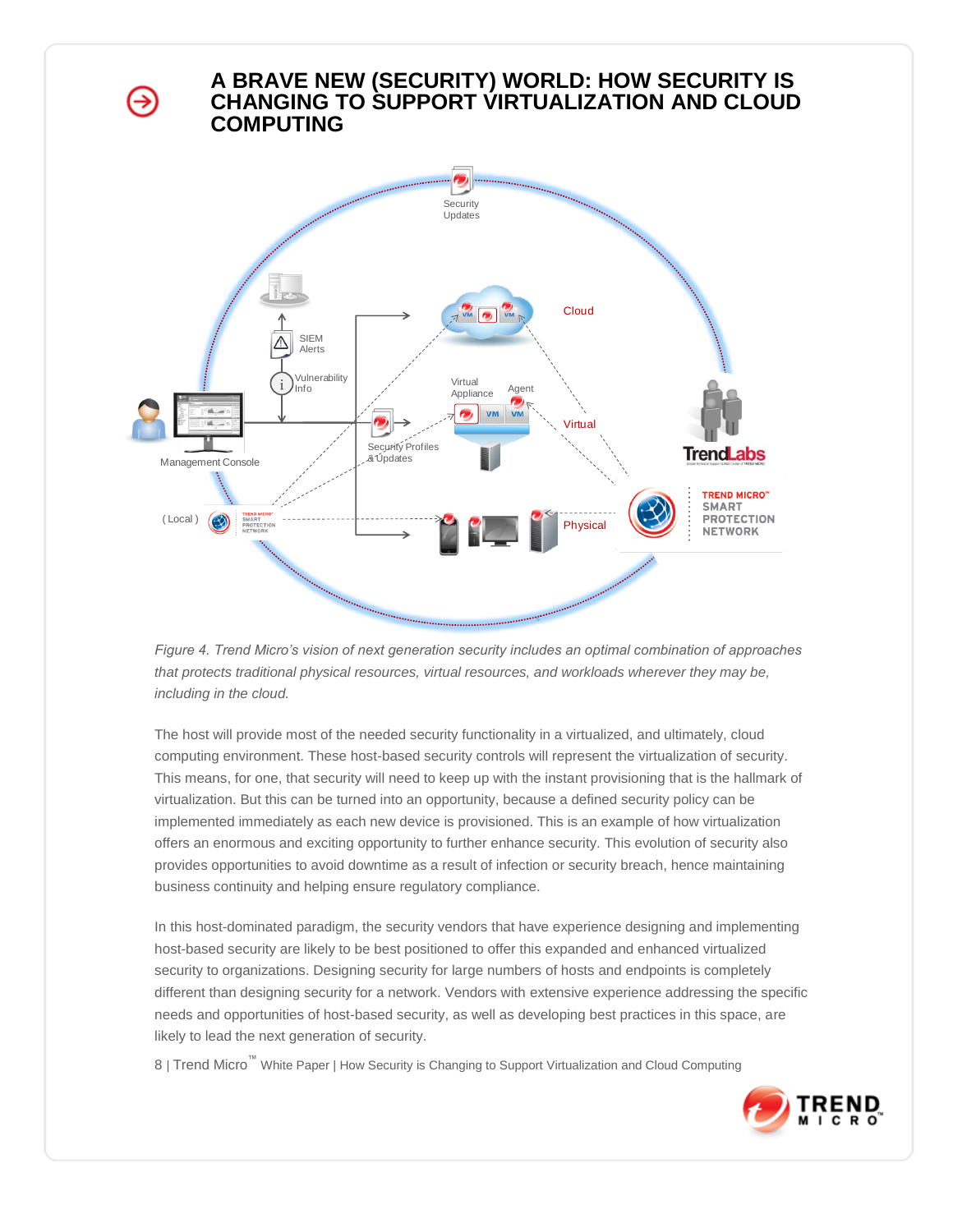# A BRAVE NEW (SECURITY) WORLD: HOW SECURITY IS CHANGING TO SUPPORT VIRTUALIZATION AND CLOUD COMPUTING

*Figure 4. Trend Micro's vision of next generation security includes an optimal combination of approaches that protects traditional physical resources, virtual resources, and workloads wherever they may be, including in the cloud.*

The host will provide most of the needed security functionality in a virtualized, and ultimately, cloud computing environment. These host-based security controls will represent the virtualization of security. This means, for one, that security will need to keep up with the instant provisioning that is the hallmark of virtualization. But this can be turned into an opportunity, because a defined security policy can be implemented immediately as each new device is provisioned. This is an example of how virtualization offers an enormous and exciting opportunity to further enhance security. This evolution of security also provides opportunities to avoid downtime as a result of infection or security breach, hence maintaining business continuity and helping ensure regulatory compliance.

In this host-dominated paradigm, the security vendors that have experience designing and implementing host-based security are likely to be best positioned to offer this expanded and enhanced virtualized security to organizations. Designing security for large numbers of hosts and endpoints is completely different than designing security for a network. Vendors with extensive experience addressing the specific needs and opportunities of host-based security, as well as developing best practices in this space, are likely to lead the next generation of security.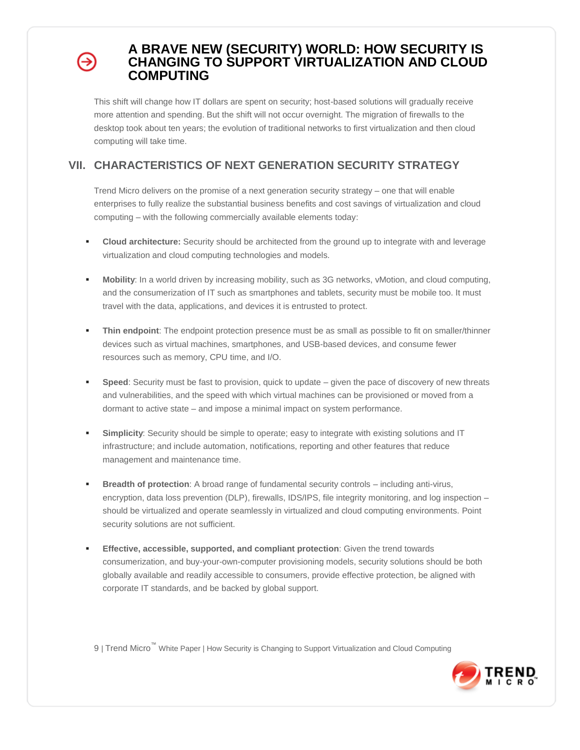This shift will change how IT dollars are spent on security; host-based solutions will gradually receive more attention and spending. But the shift will not occur overnight. The migration of firewalls to the desktop took about ten years; the evolution of traditional networks to first virtualization and then cloud computing will take time.

## VII. CHARACTERISTICS OF NEXT GENERATION SECURITY STRATEGY

Trend Micro delivers on the promise of a next generation security strategy – one that will enable enterprises to fully realize the substantial business benefits and cost savings of virtualization and cloud computing – with the following commercially available elements today:

- **Cloud architecture:** Security should be architected from the ground up to integrate with and leverage virtualization and cloud computing technologies and models.
- **Mobility**: In a world driven by increasing mobility, such as 3G networks, vMotion, and cloud computing, and the consumerization of IT such as smartphones and tablets, security must be mobile too. It must travel with the data, applications, and devices it is entrusted to protect.
- **Thin endpoint**: The endpoint protection presence must be as small as possible to fit on smaller/thinner devices such as virtual machines, smartphones, and USB-based devices, and consume fewer resources such as memory, CPU time, and I/O.
- **Speed**: Security must be fast to provision, quick to update – given the pace of discovery of new threats and vulnerabilities, and the speed with which virtual machines can be provisioned or moved from a dormant to active state – and impose a minimal impact on system performance.
- **Simplicity**: Security should be simple to operate; easy to integrate with existing solutions and IT infrastructure; and include automation, notifications, reporting and other features that reduce management and maintenance time.
- **Breadth of protection**: A broad range of fundamental security controls – including anti-virus, encryption, data loss prevention (DLP), firewalls, IDS/IPS, file integrity monitoring, and log inspection – should be virtualized and operate seamlessly in virtualized and cloud computing environments. Point security solutions are not sufficient.
- **Effective, accessible, supported, and compliant protection**: Given the trend towards consumerization, and buy-your-own-computer provisioning models, security solutions should be both globally available and readily accessible to consumers, provide effective protection, be aligned with corporate IT standards, and be backed by global support.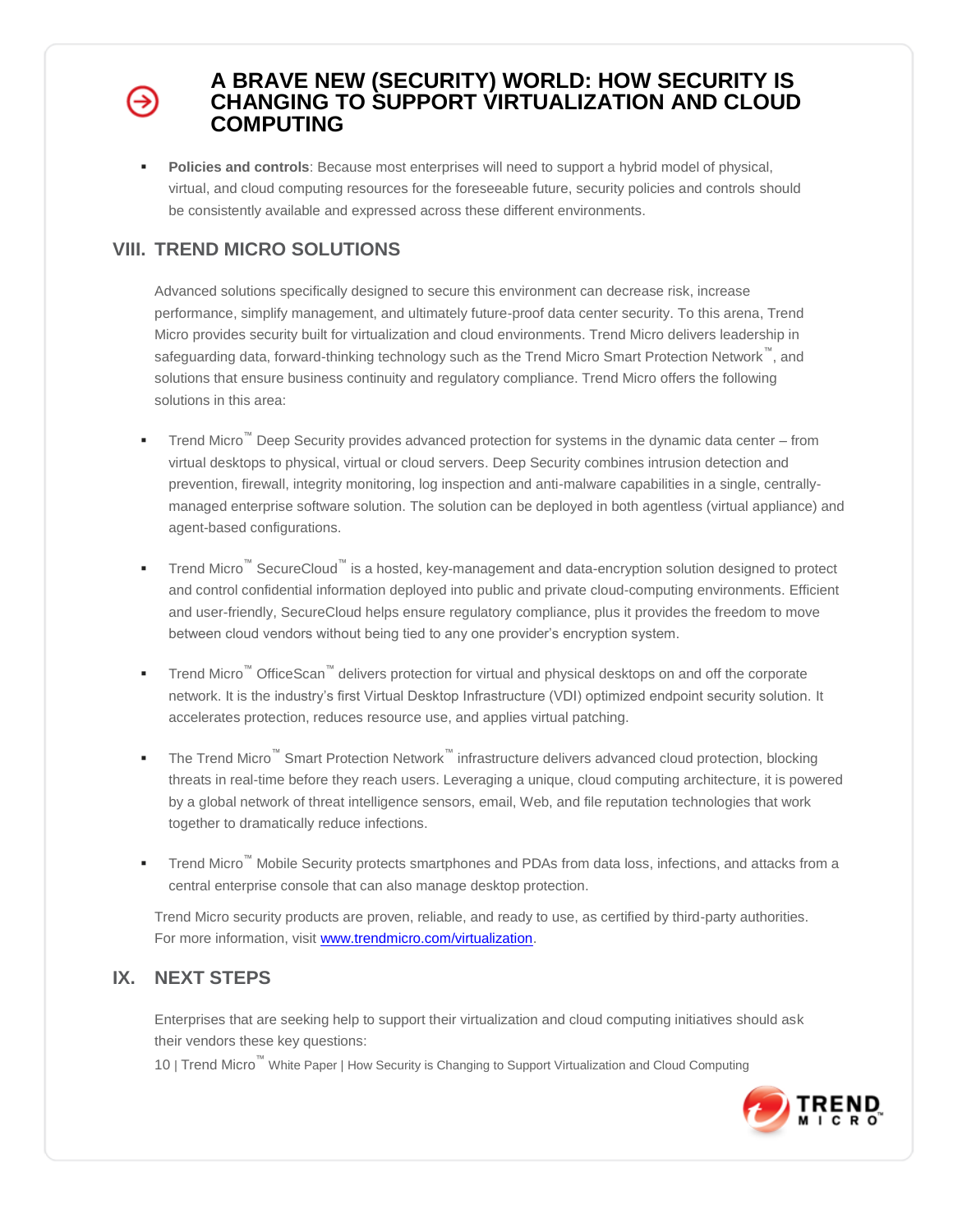- **Policies and controls**: Because most enterprises will need to support a hybrid model of physical, virtual, and cloud computing resources for the foreseeable future, security policies and controls should be consistently available and expressed across these different environments.

## VIII. TREND MICRO SOLUTIONS

Advanced solutions specifically designed to secure this environment can decrease risk, increase performance, simplify management, and ultimately future-proof data center security. To this arena, Trend Micro provides security built for virtualization and cloud environments. Trend Micro delivers leadership in safeguarding data, forward-thinking technology such as the Trend Micro Smart Protection Network™, and solutions that ensure business continuity and regulatory compliance. Trend Micro offers the following solutions in this area:

- Trend Micro™ Deep Security provides advanced protection for systems in the dynamic data center – from virtual desktops to physical, virtual or cloud servers. Deep Security combines intrusion detection and prevention, firewall, integrity monitoring, log inspection and anti-malware capabilities in a single, centrally-managed enterprise software solution. The solution can be deployed in both agentless (virtual appliance) and agent-based configurations.

- Trend Micro™ SecureCloud™ is a hosted, key-management and data-encryption solution designed to protect and control confidential information deployed into public and private cloud-computing environments. Efficient and user-friendly, SecureCloud helps ensure regulatory compliance, plus it provides the freedom to move between cloud vendors without being tied to any one provider's encryption system.

- Trend Micro™ OfficeScan™ delivers protection for virtual and physical desktops on and off the corporate network. It is the industry's first Virtual Desktop Infrastructure (VDI) optimized endpoint security solution. It accelerates protection, reduces resource use, and applies virtual patching.

- The Trend Micro™ Smart Protection Network™ infrastructure delivers advanced cloud protection, blocking threats in real-time before they reach users. Leveraging a unique, cloud computing architecture, it is powered by a global network of threat intelligence sensors, email, Web, and file reputation technologies that work together to dramatically reduce infections.

- Trend Micro™ Mobile Security protects smartphones and PDAs from data loss, infections, and attacks from a central enterprise console that can also manage desktop protection.

Trend Micro security products are proven, reliable, and ready to use, as certified by third-party authorities. For more information, visit www.trendmicro.com/virtualization.

## IX. NEXT STEPS

Enterprises that are seeking help to support their virtualization and cloud computing initiatives should ask their vendors these key questions: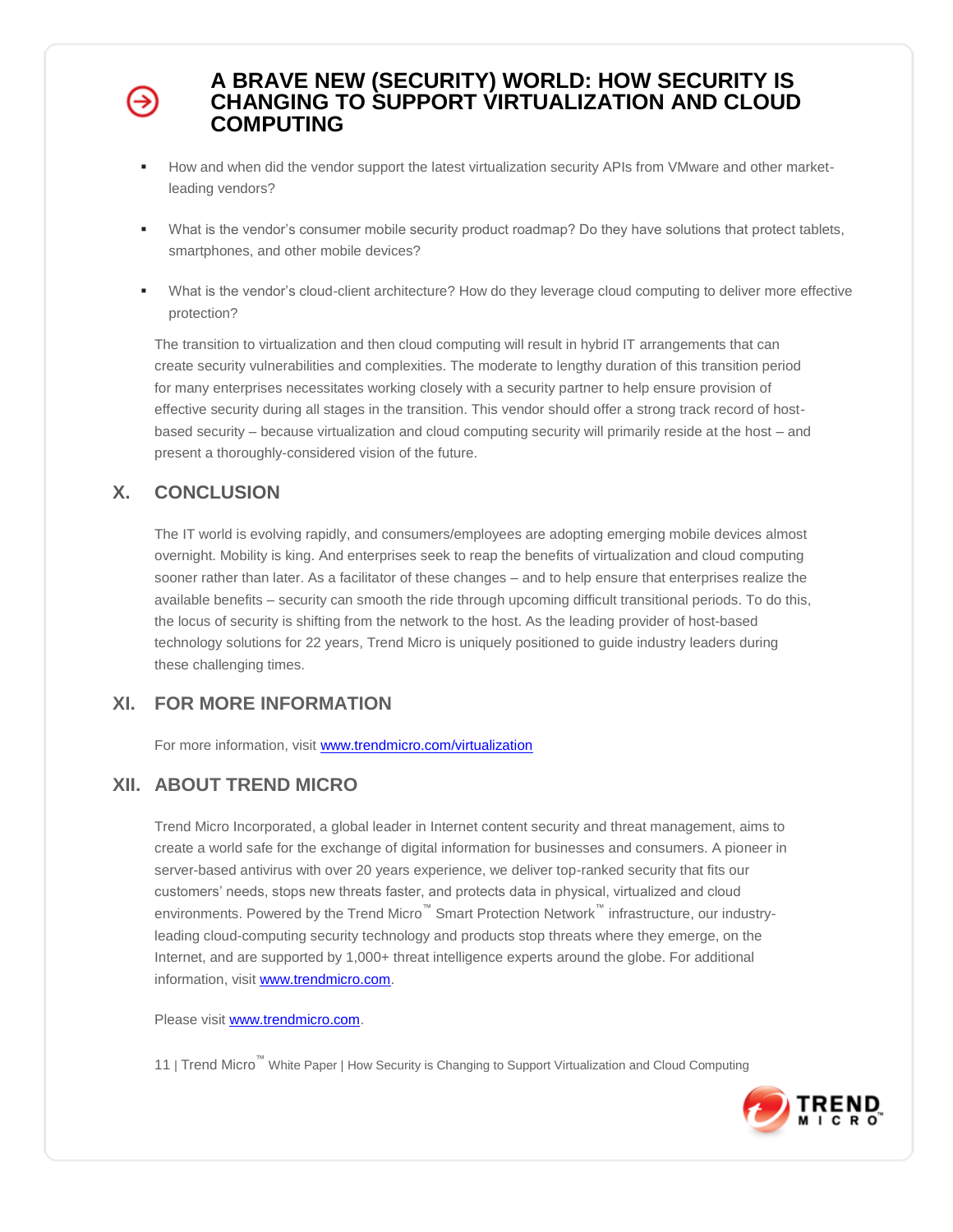- How and when did the vendor support the latest virtualization security APIs from VMware and other market-leading vendors?
- What is the vendor's consumer mobile security product roadmap? Do they have solutions that protect tablets, smartphones, and other mobile devices?
- What is the vendor's cloud-client architecture? How do they leverage cloud computing to deliver more effective protection?

The transition to virtualization and then cloud computing will result in hybrid IT arrangements that can create security vulnerabilities and complexities. The moderate to lengthy duration of this transition period for many enterprises necessitates working closely with a security partner to help ensure provision of effective security during all stages in the transition. This vendor should offer a strong track record of host-based security – because virtualization and cloud computing security will primarily reside at the host – and present a thoroughly-considered vision of the future.

## X. CONCLUSION

The IT world is evolving rapidly, and consumers/employees are adopting emerging mobile devices almost overnight. Mobility is king. And enterprises seek to reap the benefits of virtualization and cloud computing sooner rather than later. As a facilitator of these changes – and to help ensure that enterprises realize the available benefits – security can smooth the ride through upcoming difficult transitional periods. To do this, the locus of security is shifting from the network to the host. As the leading provider of host-based technology solutions for 22 years, Trend Micro is uniquely positioned to guide industry leaders during these challenging times.

## XI. FOR MORE INFORMATION

For more information, visit [www.trendmicro.com/virtualization](http://www.trendmicro.com/virtualization)

## XII. ABOUT TREND MICRO

Trend Micro Incorporated, a global leader in Internet content security and threat management, aims to create a world safe for the exchange of digital information for businesses and consumers. A pioneer in server-based antivirus with over 20 years experience, we deliver top-ranked security that fits our customers' needs, stops new threats faster, and protects data in physical, virtualized and cloud environments. Powered by the Trend Micro™ Smart Protection Network™ infrastructure, our industry-leading cloud-computing security technology and products stop threats where they emerge, on the Internet, and are supported by 1,000+ threat intelligence experts around the globe. For additional information, visit [www.trendmicro.com](http://www.trendmicro.com).

Please visit [www.trendmicro.com](http://www.trendmicro.com).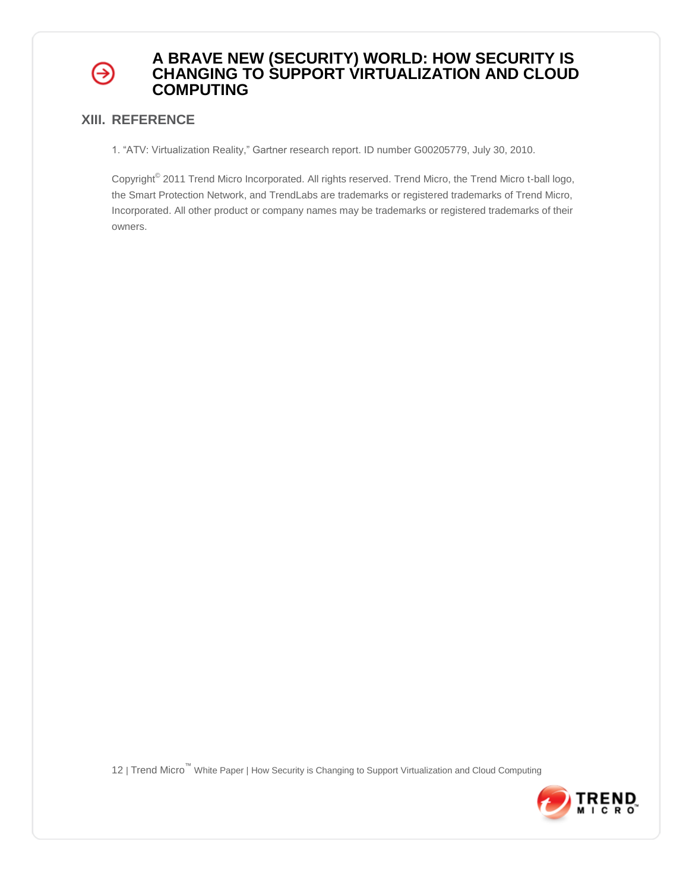## XIII. REFERENCE

1. “ATV: Virtualization Reality,” Gartner research report. ID number G00205779, July 30, 2010.

Copyright© 2011 Trend Micro Incorporated. All rights reserved. Trend Micro, the Trend Micro t-ball logo, the Smart Protection Network, and TrendLabs are trademarks or registered trademarks of Trend Micro, Incorporated. All other product or company names may be trademarks or registered trademarks of their owners.